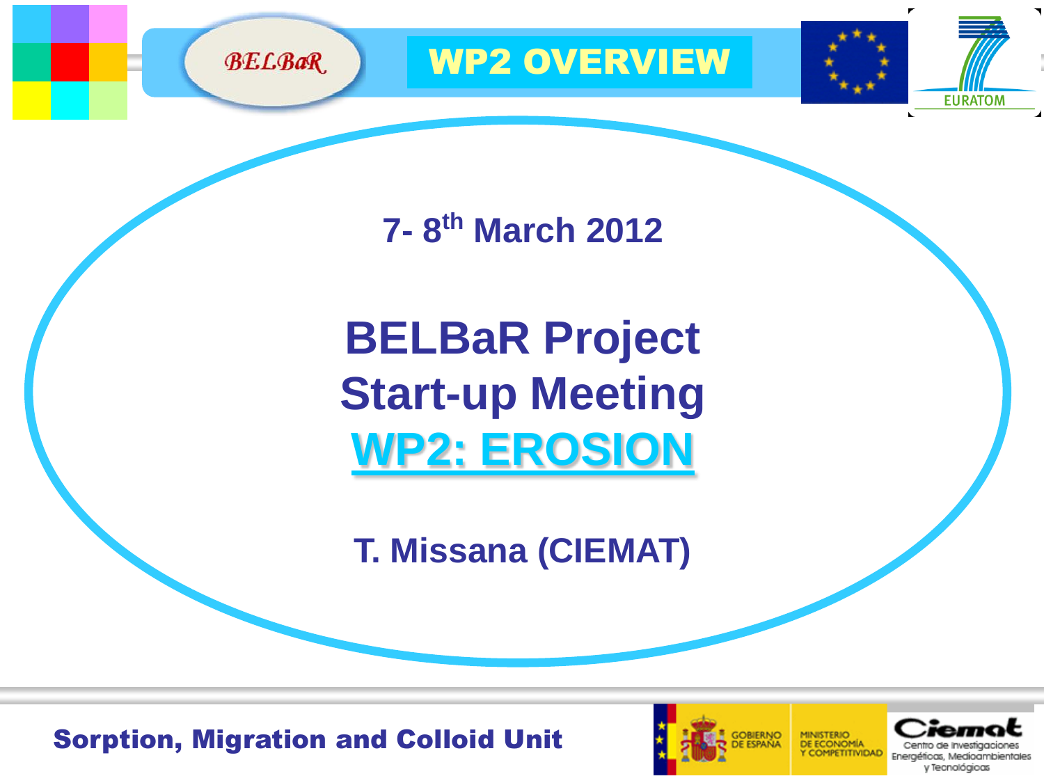# WP2 OVERVIEW

7- 8th March 2012

# BELBaR Project Start-up Meeting

## WP2: EROSION

**T. Missana (CIEMAT)**

**Sorption, Migration and Colloid Unit**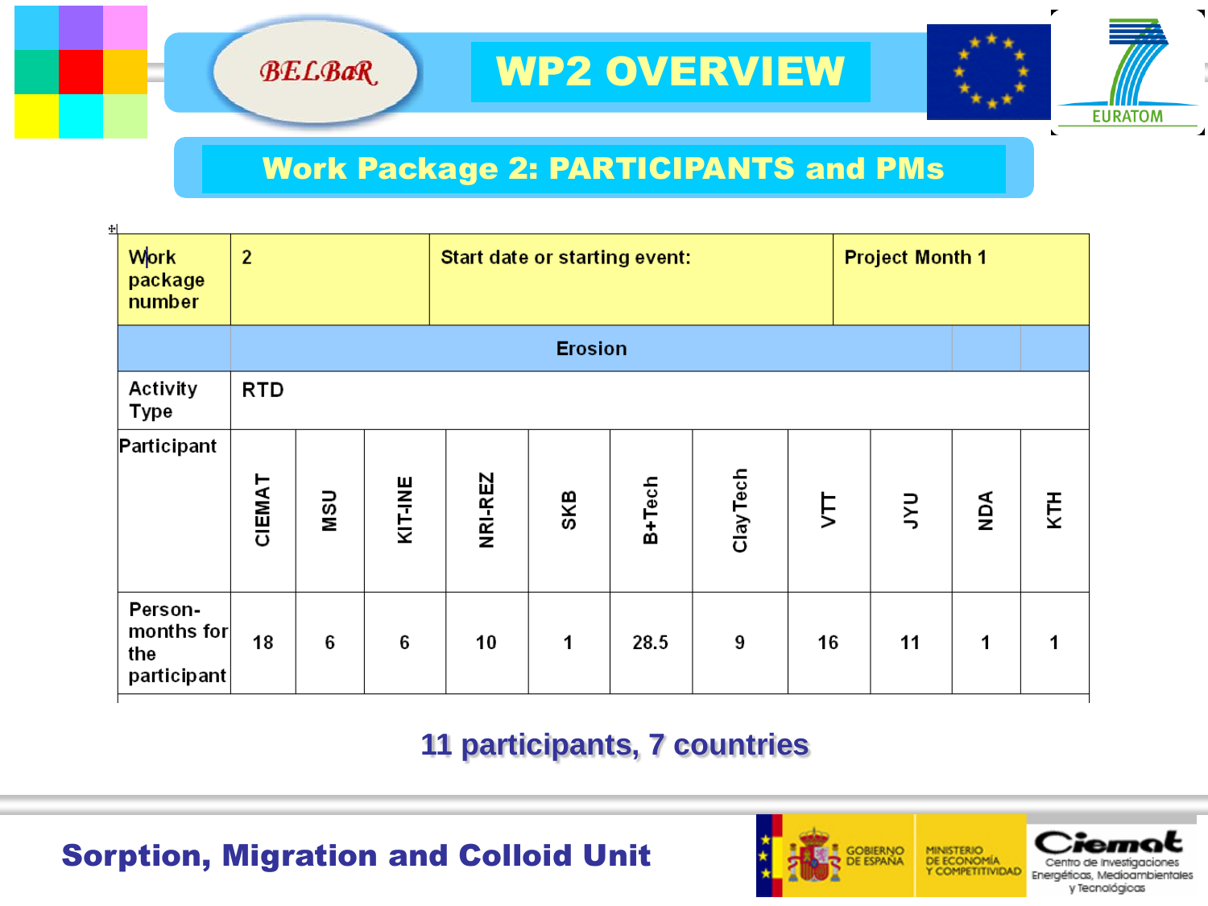# WP2 OVERVIEW

## Work Package 2: PARTICIPANTS and PMs

| Work package number | 2 | | | Start date or starting event: | | | | Project Month 1 | | | |
|---|---|---|---|---|---|---|---|---|---|---|---|
| | Erosion | | | | | | | | | | |
| Activity Type | RTD | | | | | | | | | | |
| Participant | CIEMAT | MSU | KIT-INE | NRI-REZ | SKB | B+Tech | ClayTech | VTT | JYU | NDA | KTH |
| Person-months for the participant | 18 | 6 | 6 | 10 | 1 | 28.5 | 9 | 16 | 11 | 1 | 1 |

**11 participants, 7 countries**

**Sorption, Migration and Colloid Unit**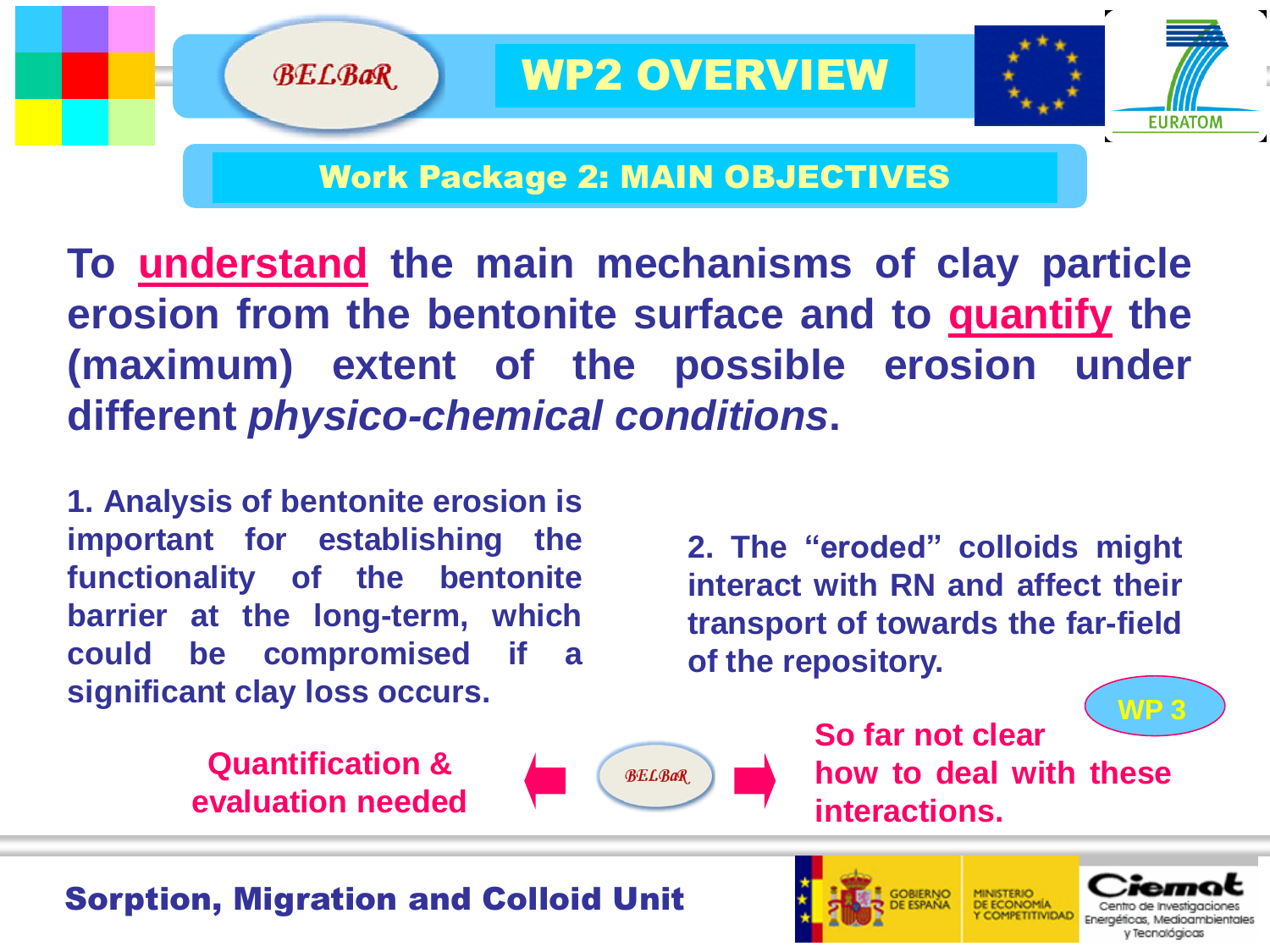# WP2 OVERVIEW

## Work Package 2: MAIN OBJECTIVES

**To understand the main mechanisms of clay particle erosion from the bentonite surface and to quantify the (maximum) extent of the possible erosion under different *physico-chemical conditions*.**

**1. Analysis of bentonite erosion is important for establishing the functionality of the bentonite barrier at the long-term, which could be compromised if a significant clay loss occurs.**

**2. The "eroded" colloids might interact with RN and affect their transport of towards the far-field of the repository.**

**Quantification & evaluation needed**

**So far not clear how to deal with these interactions.**

**WP 3**

**Sorption, Migration and Colloid Unit**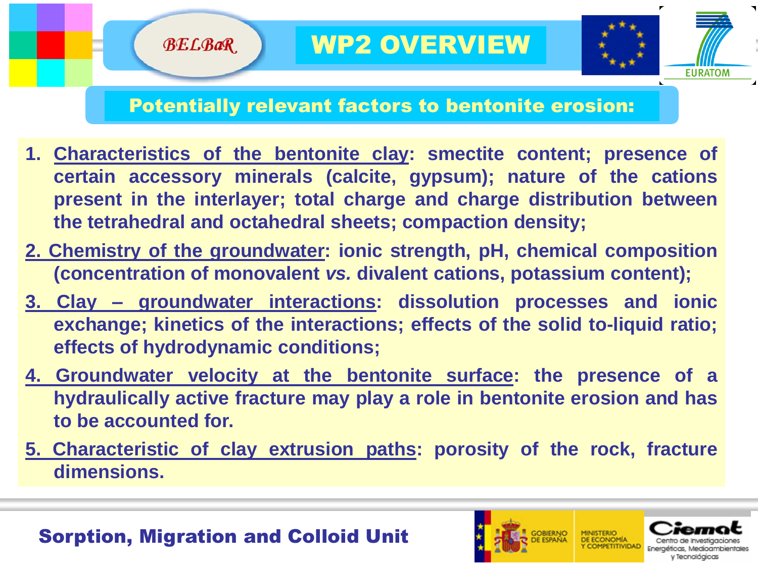# WP2 OVERVIEW

## Potentially relevant factors to bentonite erosion:

1. **Characteristics of the bentonite clay: smectite content; presence of certain accessory minerals (calcite, gypsum); nature of the cations present in the interlayer; total charge and charge distribution between the tetrahedral and octahedral sheets; compaction density;**
2. **Chemistry of the groundwater: ionic strength, pH, chemical composition (concentration of monovalent *vs.* divalent cations, potassium content);**
3. **Clay – groundwater interactions: dissolution processes and ionic exchange; kinetics of the interactions; effects of the solid to-liquid ratio; effects of hydrodynamic conditions;**
4. **Groundwater velocity at the bentonite surface: the presence of a hydraulically active fracture may play a role in bentonite erosion and has to be accounted for.**
5. **Characteristic of clay extrusion paths: porosity of the rock, fracture dimensions.**

**Sorption, Migration and Colloid Unit**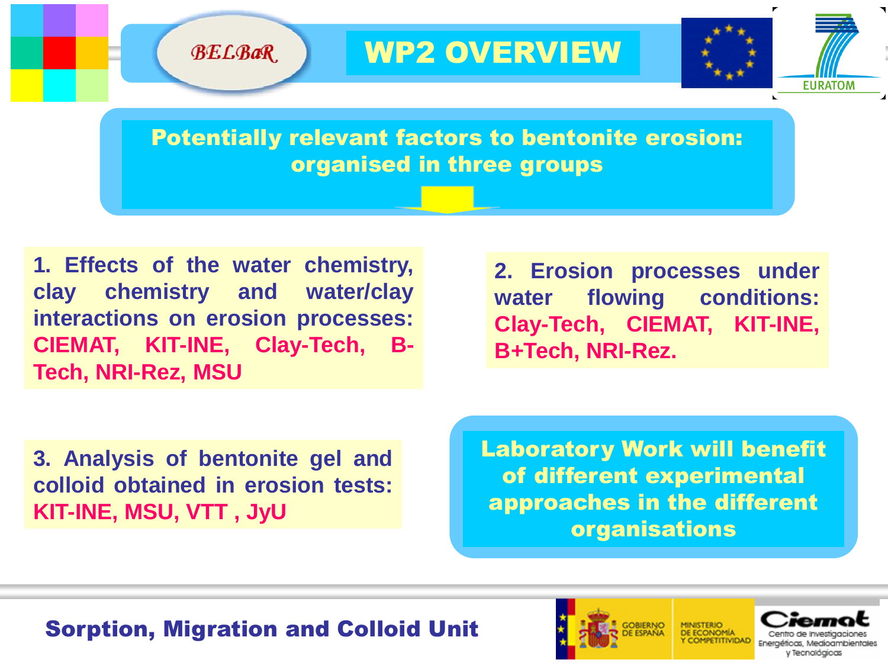# WP2 OVERVIEW

**Potentially relevant factors to bentonite erosion: organised in three groups**

**1. Effects of the water chemistry, clay chemistry and water/clay interactions on erosion processes: CIEMAT, KIT-INE, Clay-Tech, B-Tech, NRI-Rez, MSU**

**2. Erosion processes under water flowing conditions: Clay-Tech, CIEMAT, KIT-INE, B+Tech, NRI-Rez.**

**3. Analysis of bentonite gel and colloid obtained in erosion tests: KIT-INE, MSU, VTT , JyU**

**Laboratory Work will benefit of different experimental approaches in the different organisations**

**Sorption, Migration and Colloid Unit**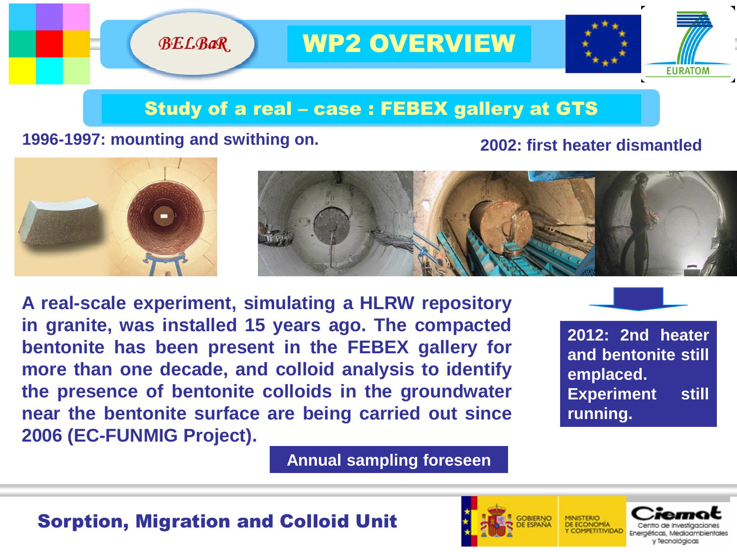# WP2 OVERVIEW

## Study of a real – case : FEBEX gallery at GTS

**1996-1997: mounting and swithing on.**

**2002: first heater dismantled**

**A real-scale experiment, simulating a HLRW repository in granite, was installed 15 years ago. The compacted bentonite has been present in the FEBEX gallery for more than one decade, and colloid analysis to identify the presence of bentonite colloids in the groundwater near the bentonite surface are being carried out since 2006 (EC-FUNMIG Project).**

**2012: 2nd heater and bentonite still emplaced. Experiment still running.**

**Annual sampling foreseen**

**Sorption, Migration and Colloid Unit**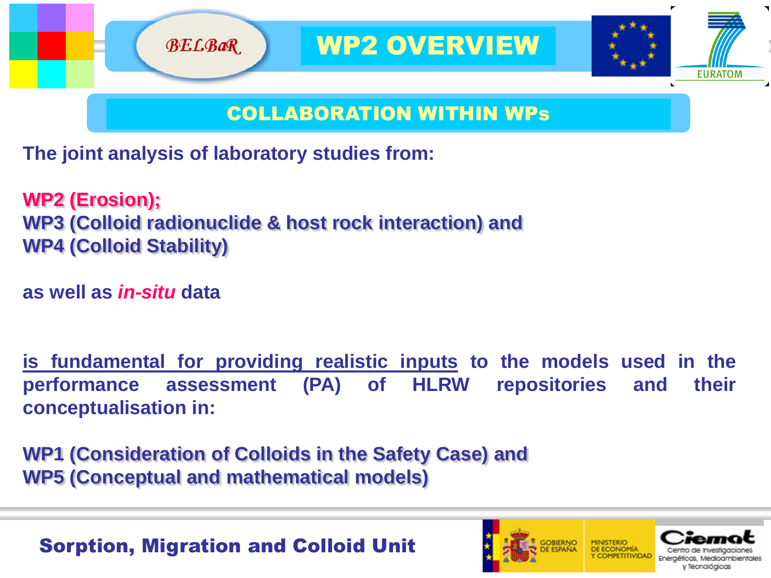# WP2 OVERVIEW

## COLLABORATION WITHIN WPs

**The joint analysis of laboratory studies from:**

**WP2 (Erosion);**
**WP3 (Colloid radionuclide & host rock interaction) and**
**WP4 (Colloid Stability)**

**as well as *in-situ* data**

**is fundamental for providing realistic inputs to the models used in the performance assessment (PA) of HLRW repositories and their conceptualisation in:**

**WP1 (Consideration of Colloids in the Safety Case) and**
**WP5 (Conceptual and mathematical models)**

**Sorption, Migration and Colloid Unit**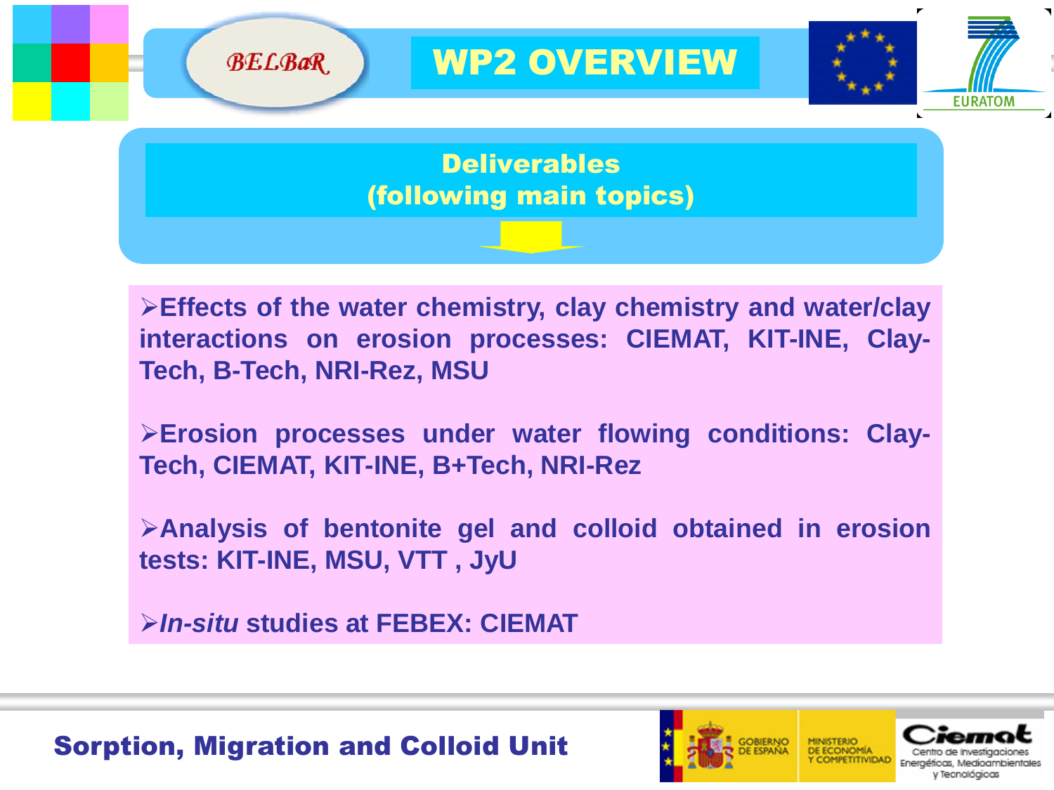# WP2 OVERVIEW

## Deliverables (following main topics)

- **Effects of the water chemistry, clay chemistry and water/clay interactions on erosion processes: CIEMAT, KIT-INE, Clay-Tech, B-Tech, NRI-Rez, MSU**
- **Erosion processes under water flowing conditions: Clay-Tech, CIEMAT, KIT-INE, B+Tech, NRI-Rez**
- **Analysis of bentonite gel and colloid obtained in erosion tests: KIT-INE, MSU, VTT , JyU**
- ***In-situ* studies at FEBEX: CIEMAT**

**Sorption, Migration and Colloid Unit**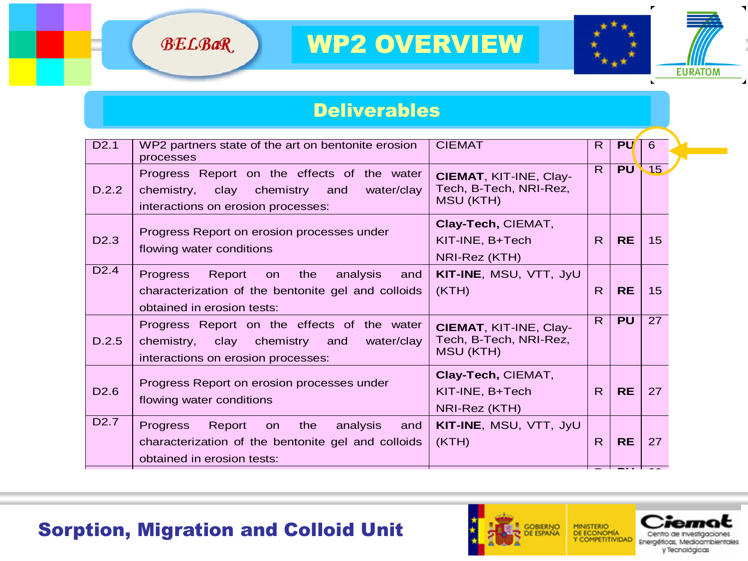# WP2 OVERVIEW

## Deliverables

| | | | | | |
|---|---|---|---|---|---|
| D2.1 | WP2 partners state of the art on bentonite erosion processes | CIEMAT | R | PU | 6 |
| D.2.2 | Progress Report on the effects of the water chemistry, clay chemistry and water/clay interactions on erosion processes: | **CIEMAT**, KIT-INE, Clay-Tech, B-Tech, NRI-Rez, MSU (KTH) | R | PU | 15 |
| D2.3 | Progress Report on erosion processes under flowing water conditions | **Clay-Tech,** CIEMAT, KIT-INE, B+Tech NRI-Rez (KTH) | R | **RE** | 15 |
| D2.4 | Progress Report on the analysis and characterization of the bentonite gel and colloids obtained in erosion tests: | **KIT-INE**, MSU, VTT, JyU (KTH) | R | **RE** | 15 |
| D.2.5 | Progress Report on the effects of the water chemistry, clay chemistry and water/clay interactions on erosion processes: | **CIEMAT**, KIT-INE, Clay-Tech, B-Tech, NRI-Rez, MSU (KTH) | R | PU | 27 |
| D2.6 | Progress Report on erosion processes under flowing water conditions | **Clay-Tech,** CIEMAT, KIT-INE, B+Tech NRI-Rez (KTH) | R | **RE** | 27 |
| D2.7 | Progress Report on the analysis and characterization of the bentonite gel and colloids obtained in erosion tests: | **KIT-INE**, MSU, VTT, JyU (KTH) | R | **RE** | 27 |

**Sorption, Migration and Colloid Unit**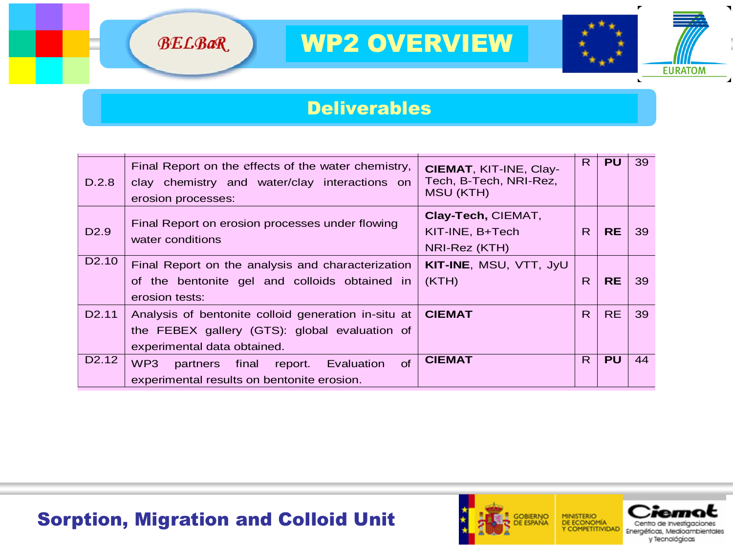# WP2 OVERVIEW

## Deliverables

| | | | | | |
|---|---|---|---|---|---|
| D.2.8 | Final Report on the effects of the water chemistry, clay chemistry and water/clay interactions on erosion processes: | **CIEMAT**, KIT-INE, Clay-Tech, B-Tech, NRI-Rez, MSU (KTH) | R | **PU** | 39 |
| D2.9 | Final Report on erosion processes under flowing water conditions | **Clay-Tech,** CIEMAT, KIT-INE, B+Tech NRI-Rez (KTH) | R | **RE** | 39 |
| D2.10 | Final Report on the analysis and characterization of the bentonite gel and colloids obtained in erosion tests: | **KIT-INE**, MSU, VTT, JyU (KTH) | R | **RE** | 39 |
| D2.11 | Analysis of bentonite colloid generation in-situ at the FEBEX gallery (GTS): global evaluation of experimental data obtained. | **CIEMAT** | R | RE | 39 |
| D2.12 | WP3 partners final report. Evaluation of experimental results on bentonite erosion. | **CIEMAT** | R | **PU** | 44 |

**Sorption, Migration and Colloid Unit**